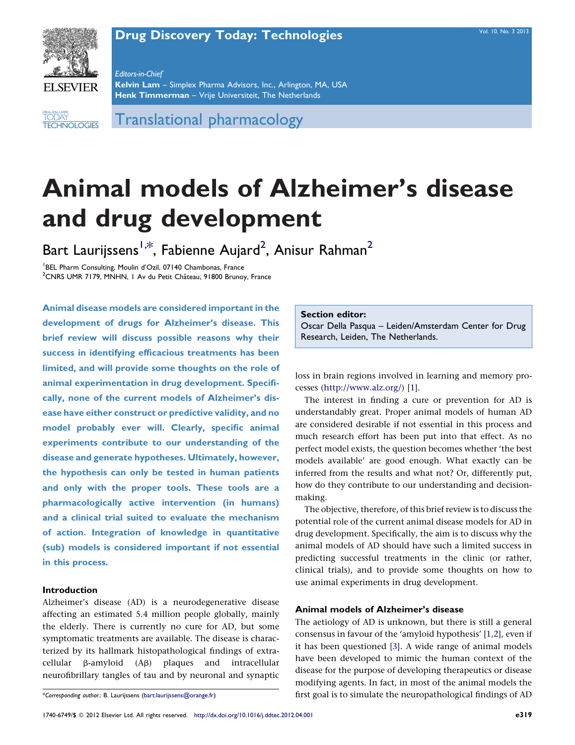Translational pharmacology

# Animal models of Alzheimer's disease and drug development

Bart Laurijssens[1,*], Fabienne Aujard[2], Anisur Rahman[2]

[1]BEL Pharm Consulting, Moulin d'Ozil, 07140 Chambonas, France
[2]CNRS UMR 7179, MNHN, 1 Av du Petit Château, 91800 Brunoy, France

**Animal disease models are considered important in the development of drugs for Alzheimer's disease. This brief review will discuss possible reasons why their success in identifying efficacious treatments has been limited, and will provide some thoughts on the role of animal experimentation in drug development. Specifically, none of the current models of Alzheimer's disease have either construct or predictive validity, and no model probably ever will. Clearly, specific animal experiments contribute to our understanding of the disease and generate hypotheses. Ultimately, however, the hypothesis can only be tested in human patients and only with the proper tools. These tools are a pharmacologically active intervention (in humans) and a clinical trial suited to evaluate the mechanism of action. Integration of knowledge in quantitative (sub) models is considered important if not essential in this process.**

**Section editor:**
Oscar Della Pasqua – Leiden/Amsterdam Center for Drug Research, Leiden, The Netherlands.

## Introduction

Alzheimer's disease (AD) is a neurodegenerative disease affecting an estimated 5.4 million people globally, mainly the elderly. There is currently no cure for AD, but some symptomatic treatments are available. The disease is characterized by its hallmark histopathological findings of extracellular β-amyloid (Aβ) plaques and intracellular neurofibrillary tangles of tau and by neuronal and synaptic loss in brain regions involved in learning and memory processes (http://www.alz.org/) [1].

The interest in finding a cure or prevention for AD is understandably great. Proper animal models of human AD are considered desirable if not essential in this process and much research effort has been put into that effect. As no perfect model exists, the question becomes whether 'the best models available' are good enough. What exactly can be inferred from the results and what not? Or, differently put, how do they contribute to our understanding and decision-making.

The objective, therefore, of this brief review is to discuss the potential role of the current animal disease models for AD in drug development. Specifically, the aim is to discuss why the animal models of AD should have such a limited success in predicting successful treatments in the clinic (or rather, clinical trials), and to provide some thoughts on how to use animal experiments in drug development.

## Animal models of Alzheimer's disease

The aetiology of AD is unknown, but there is still a general consensus in favour of the 'amyloid hypothesis' [1,2], even if it has been questioned [3]. A wide range of animal models have been developed to mimic the human context of the disease for the purpose of developing therapeutics or disease modifying agents. In fact, in most of the animal models the first goal is to simulate the neuropathological findings of AD

*Corresponding author.: B. Laurijssens (bart.laurijssens@orange.fr)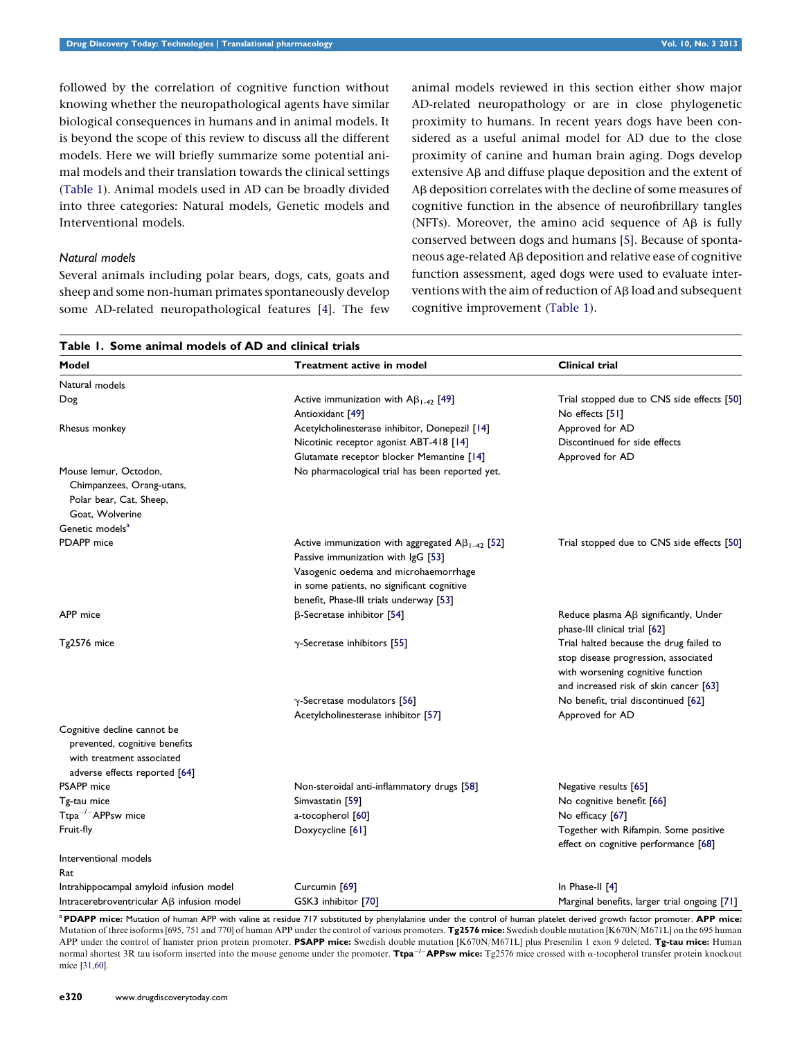followed by the correlation of cognitive function without knowing whether the neuropathological agents have similar biological consequences in humans and in animal models. It is beyond the scope of this review to discuss all the different models. Here we will briefly summarize some potential animal models and their translation towards the clinical settings (Table 1). Animal models used in AD can be broadly divided into three categories: Natural models, Genetic models and Interventional models.

### Natural models

Several animals including polar bears, dogs, cats, goats and sheep and some non-human primates spontaneously develop some AD-related neuropathological features [4]. The few animal models reviewed in this section either show major AD-related neuropathology or are in close phylogenetic proximity to humans. In recent years dogs have been considered as a useful animal model for AD due to the close proximity of canine and human brain aging. Dogs develop extensive Aβ and diffuse plaque deposition and the extent of Aβ deposition correlates with the decline of some measures of cognitive function in the absence of neurofibrillary tangles (NFTs). Moreover, the amino acid sequence of Aβ is fully conserved between dogs and humans [5]. Because of spontaneous age-related Aβ deposition and relative ease of cognitive function assessment, aged dogs were used to evaluate interventions with the aim of reduction of Aβ load and subsequent cognitive improvement (Table 1).

**Table 1. Some animal models of AD and clinical trials**

| Model | Treatment active in model | Clinical trial |
|---|---|---|
| Natural models | | |
| Dog | Active immunization with $A\beta_{1\text{-}42}$ [49] | Trial stopped due to CNS side effects [50] |
| | Antioxidant [49] | No effects [51] |
| Rhesus monkey | Acetylcholinesterase inhibitor, Donepezil [14] | Approved for AD |
| | Nicotinic receptor agonist ABT-418 [14] | Discontinued for side effects |
| | Glutamate receptor blocker Memantine [14] | Approved for AD |
| Mouse lemur, Octodon, Chimpanzees, Orang-utans, Polar bear, Cat, Sheep, Goat, Wolverine | No pharmacological trial has been reported yet. | |
| Genetic models[a] | | |
| PDAPP mice | Active immunization with aggregated $A\beta_{1-42}$ [52] | Trial stopped due to CNS side effects [50] |
| | Passive immunization with IgG [53] Vasogenic oedema and microhaemorrhage in some patients, no significant cognitive benefit, Phase-III trials underway [53] | |
| APP mice | β-Secretase inhibitor [54] | Reduce plasma Aβ significantly, Under phase-III clinical trial [62] |
| Tg2576 mice | γ-Secretase inhibitors [55] | Trial halted because the drug failed to stop disease progression, associated with worsening cognitive function and increased risk of skin cancer [63] |
| | γ-Secretase modulators [56] | No benefit, trial discontinued [62] |
| | Acetylcholinesterase inhibitor [57] | Approved for AD |
| Cognitive decline cannot be prevented, cognitive benefits with treatment associated adverse effects reported [64] | | |
| PSAPP mice | Non-steroidal anti-inflammatory drugs [58] | Negative results [65] |
| Tg-tau mice | Simvastatin [59] | No cognitive benefit [66] |
| Ttpa$^{-/-}$APPsw mice | a-tocopherol [60] | No efficacy [67] |
| Fruit-fly | Doxycycline [61] | Together with Rifampin. Some positive effect on cognitive performance [68] |
| Interventional models | | |
| Rat | | |
| Intrahippocampal amyloid infusion model | Curcumin [69] | In Phase-II [4] |
| Intracerebroventricular Aβ infusion model | GSK3 inhibitor [70] | Marginal benefits, larger trial ongoing [71] |

[a] **PDAPP mice:** Mutation of human APP with valine at residue 717 substituted by phenylalanine under the control of human platelet derived growth factor promoter. **APP mice:** Mutation of three isoforms [695, 751 and 770] of human APP under the control of various promoters. **Tg2576 mice:** Swedish double mutation [K670N/M671L] on the 695 human APP under the control of hamster prion protein promoter. **PSAPP mice:** Swedish double mutation [K670N/M671L] plus Presenilin 1 exon 9 deleted. **Tg-tau mice:** Human normal shortest 3R tau isoform inserted into the mouse genome under the promoter. **Ttpa$^{-/-}$APPsw mice:** Tg2576 mice crossed with α-tocopherol transfer protein knockout mice [31,60].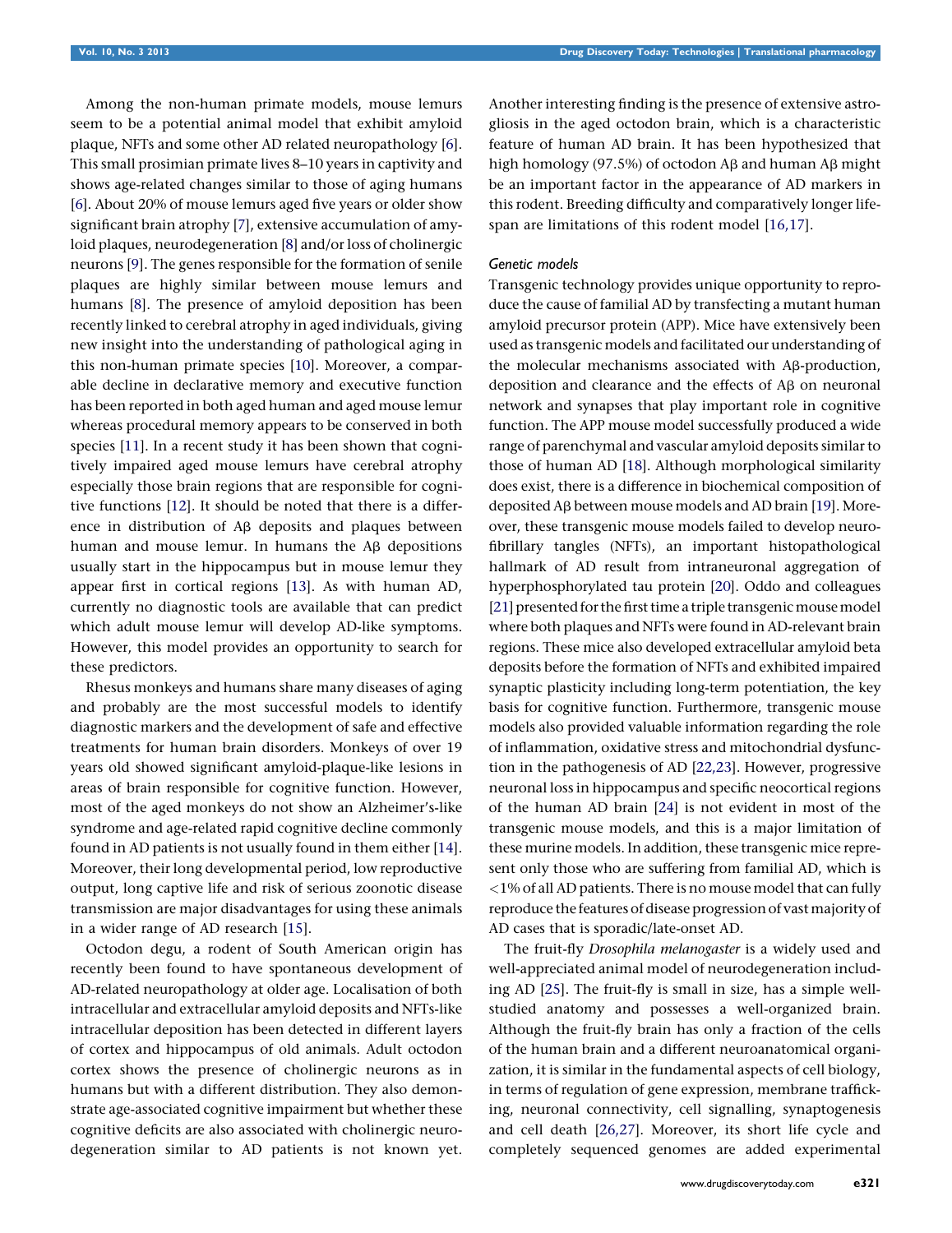Among the non-human primate models, mouse lemurs seem to be a potential animal model that exhibit amyloid plaque, NFTs and some other AD related neuropathology [6]. This small prosimian primate lives 8–10 years in captivity and shows age-related changes similar to those of aging humans [6]. About 20% of mouse lemurs aged five years or older show significant brain atrophy [7], extensive accumulation of amyloid plaques, neurodegeneration [8] and/or loss of cholinergic neurons [9]. The genes responsible for the formation of senile plaques are highly similar between mouse lemurs and humans [8]. The presence of amyloid deposition has been recently linked to cerebral atrophy in aged individuals, giving new insight into the understanding of pathological aging in this non-human primate species [10]. Moreover, a comparable decline in declarative memory and executive function has been reported in both aged human and aged mouse lemur whereas procedural memory appears to be conserved in both species [11]. In a recent study it has been shown that cognitively impaired aged mouse lemurs have cerebral atrophy especially those brain regions that are responsible for cognitive functions [12]. It should be noted that there is a difference in distribution of Aβ deposits and plaques between human and mouse lemur. In humans the Aβ depositions usually start in the hippocampus but in mouse lemur they appear first in cortical regions [13]. As with human AD, currently no diagnostic tools are available that can predict which adult mouse lemur will develop AD-like symptoms. However, this model provides an opportunity to search for these predictors.

Rhesus monkeys and humans share many diseases of aging and probably are the most successful models to identify diagnostic markers and the development of safe and effective treatments for human brain disorders. Monkeys of over 19 years old showed significant amyloid-plaque-like lesions in areas of brain responsible for cognitive function. However, most of the aged monkeys do not show an Alzheimer's-like syndrome and age-related rapid cognitive decline commonly found in AD patients is not usually found in them either [14]. Moreover, their long developmental period, low reproductive output, long captive life and risk of serious zoonotic disease transmission are major disadvantages for using these animals in a wider range of AD research [15].

Octodon degu, a rodent of South American origin has recently been found to have spontaneous development of AD-related neuropathology at older age. Localisation of both intracellular and extracellular amyloid deposits and NFTs-like intracellular deposition has been detected in different layers of cortex and hippocampus of old animals. Adult octodon cortex shows the presence of cholinergic neurons as in humans but with a different distribution. They also demonstrate age-associated cognitive impairment but whether these cognitive deficits are also associated with cholinergic neurodegeneration similar to AD patients is not known yet. Another interesting finding is the presence of extensive astrogliosis in the aged octodon brain, which is a characteristic feature of human AD brain. It has been hypothesized that high homology (97.5%) of octodon Aβ and human Aβ might be an important factor in the appearance of AD markers in this rodent. Breeding difficulty and comparatively longer lifespan are limitations of this rodent model [16,17].

### *Genetic models*

Transgenic technology provides unique opportunity to reproduce the cause of familial AD by transfecting a mutant human amyloid precursor protein (APP). Mice have extensively been used as transgenic models and facilitated our understanding of the molecular mechanisms associated with Aβ-production, deposition and clearance and the effects of Aβ on neuronal network and synapses that play important role in cognitive function. The APP mouse model successfully produced a wide range of parenchymal and vascular amyloid deposits similar to those of human AD [18]. Although morphological similarity does exist, there is a difference in biochemical composition of deposited Aβ between mouse models and AD brain [19]. Moreover, these transgenic mouse models failed to develop neurofibrillary tangles (NFTs), an important histopathological hallmark of AD result from intraneuronal aggregation of hyperphosphorylated tau protein [20]. Oddo and colleagues [21] presented for the first time a triple transgenic mouse model where both plaques and NFTs were found in AD-relevant brain regions. These mice also developed extracellular amyloid beta deposits before the formation of NFTs and exhibited impaired synaptic plasticity including long-term potentiation, the key basis for cognitive function. Furthermore, transgenic mouse models also provided valuable information regarding the role of inflammation, oxidative stress and mitochondrial dysfunction in the pathogenesis of AD [22,23]. However, progressive neuronal loss in hippocampus and specific neocortical regions of the human AD brain [24] is not evident in most of the transgenic mouse models, and this is a major limitation of these murine models. In addition, these transgenic mice represent only those who are suffering from familial AD, which is <1% of all AD patients. There is no mouse model that can fully reproduce the features of disease progression of vast majority of AD cases that is sporadic/late-onset AD.

The fruit-fly *Drosophila melanogaster* is a widely used and well-appreciated animal model of neurodegeneration including AD [25]. The fruit-fly is small in size, has a simple well-studied anatomy and possesses a well-organized brain. Although the fruit-fly brain has only a fraction of the cells of the human brain and a different neuroanatomical organization, it is similar in the fundamental aspects of cell biology, in terms of regulation of gene expression, membrane trafficking, neuronal connectivity, cell signalling, synaptogenesis and cell death [26,27]. Moreover, its short life cycle and completely sequenced genomes are added experimental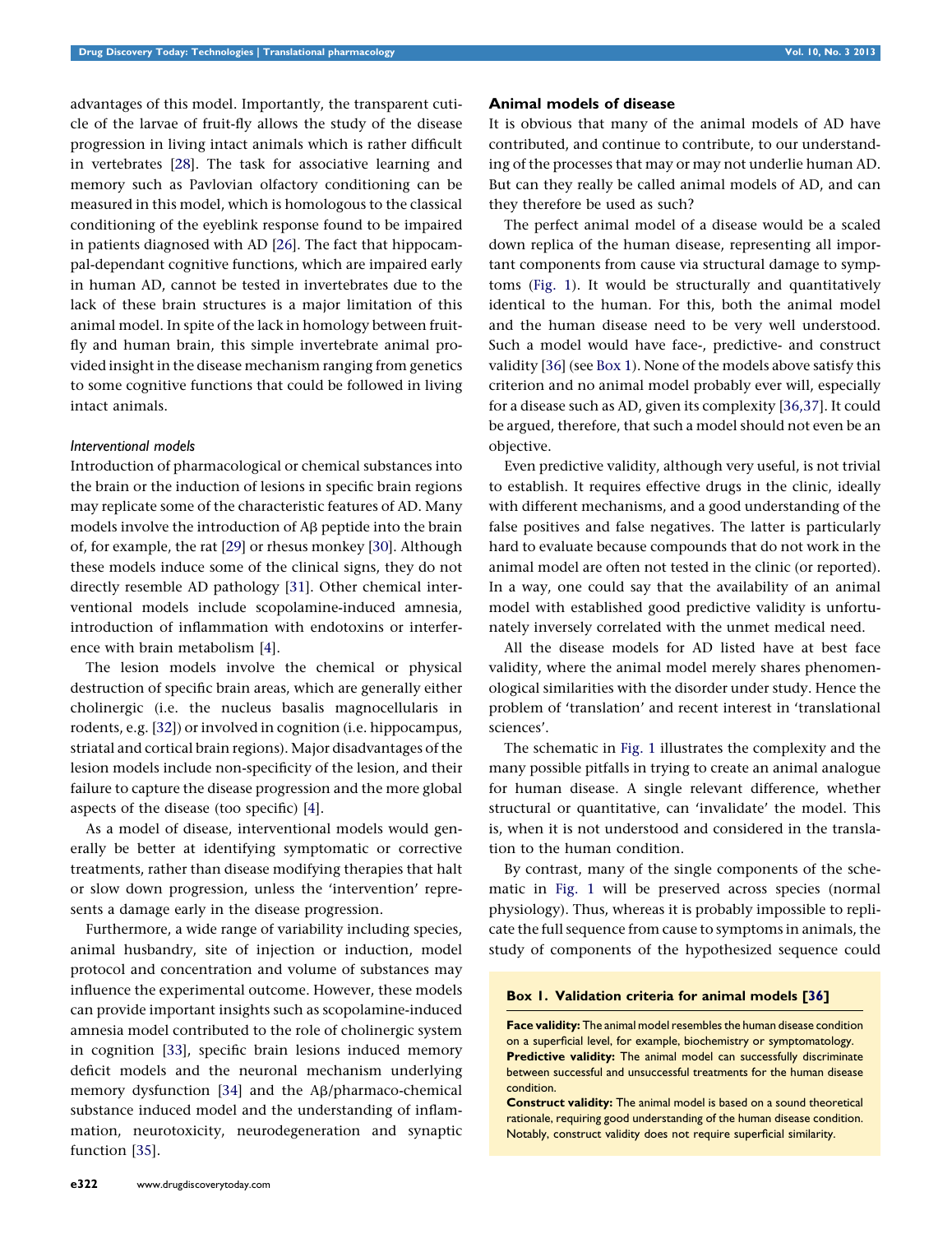advantages of this model. Importantly, the transparent cuticle of the larvae of fruit-fly allows the study of the disease progression in living intact animals which is rather difficult in vertebrates [28]. The task for associative learning and memory such as Pavlovian olfactory conditioning can be measured in this model, which is homologous to the classical conditioning of the eyeblink response found to be impaired in patients diagnosed with AD [26]. The fact that hippocampal-dependant cognitive functions, which are impaired early in human AD, cannot be tested in invertebrates due to the lack of these brain structures is a major limitation of this animal model. In spite of the lack in homology between fruit-fly and human brain, this simple invertebrate animal provided insight in the disease mechanism ranging from genetics to some cognitive functions that could be followed in living intact animals.

#### *Interventional models*

Introduction of pharmacological or chemical substances into the brain or the induction of lesions in specific brain regions may replicate some of the characteristic features of AD. Many models involve the introduction of Aβ peptide into the brain of, for example, the rat [29] or rhesus monkey [30]. Although these models induce some of the clinical signs, they do not directly resemble AD pathology [31]. Other chemical interventional models include scopolamine-induced amnesia, introduction of inflammation with endotoxins or interference with brain metabolism [4].

The lesion models involve the chemical or physical destruction of specific brain areas, which are generally either cholinergic (i.e. the nucleus basalis magnocellularis in rodents, e.g. [32]) or involved in cognition (i.e. hippocampus, striatal and cortical brain regions). Major disadvantages of the lesion models include non-specificity of the lesion, and their failure to capture the disease progression and the more global aspects of the disease (too specific) [4].

As a model of disease, interventional models would generally be better at identifying symptomatic or corrective treatments, rather than disease modifying therapies that halt or slow down progression, unless the 'intervention' represents a damage early in the disease progression.

Furthermore, a wide range of variability including species, animal husbandry, site of injection or induction, model protocol and concentration and volume of substances may influence the experimental outcome. However, these models can provide important insights such as scopolamine-induced amnesia model contributed to the role of cholinergic system in cognition [33], specific brain lesions induced memory deficit models and the neuronal mechanism underlying memory dysfunction [34] and the Aβ/pharmaco-chemical substance induced model and the understanding of inflammation, neurotoxicity, neurodegeneration and synaptic function [35].

### Animal models of disease

It is obvious that many of the animal models of AD have contributed, and continue to contribute, to our understanding of the processes that may or may not underlie human AD. But can they really be called animal models of AD, and can they therefore be used as such?

The perfect animal model of a disease would be a scaled down replica of the human disease, representing all important components from cause via structural damage to symptoms (Fig. 1). It would be structurally and quantitatively identical to the human. For this, both the animal model and the human disease need to be very well understood. Such a model would have face-, predictive- and construct validity [36] (see Box 1). None of the models above satisfy this criterion and no animal model probably ever will, especially for a disease such as AD, given its complexity [36,37]. It could be argued, therefore, that such a model should not even be an objective.

Even predictive validity, although very useful, is not trivial to establish. It requires effective drugs in the clinic, ideally with different mechanisms, and a good understanding of the false positives and false negatives. The latter is particularly hard to evaluate because compounds that do not work in the animal model are often not tested in the clinic (or reported). In a way, one could say that the availability of an animal model with established good predictive validity is unfortunately inversely correlated with the unmet medical need.

All the disease models for AD listed have at best face validity, where the animal model merely shares phenomenological similarities with the disorder under study. Hence the problem of 'translation' and recent interest in 'translational sciences'.

The schematic in Fig. 1 illustrates the complexity and the many possible pitfalls in trying to create an animal analogue for human disease. A single relevant difference, whether structural or quantitative, can 'invalidate' the model. This is, when it is not understood and considered in the translation to the human condition.

By contrast, many of the single components of the schematic in Fig. 1 will be preserved across species (normal physiology). Thus, whereas it is probably impossible to replicate the full sequence from cause to symptoms in animals, the study of components of the hypothesized sequence could

> **Box 1. Validation criteria for animal models [36]**
>
> **Face validity:** The animal model resembles the human disease condition on a superficial level, for example, biochemistry or symptomatology.
> **Predictive validity:** The animal model can successfully discriminate between successful and unsuccessful treatments for the human disease condition.
> **Construct validity:** The animal model is based on a sound theoretical rationale, requiring good understanding of the human disease condition. Notably, construct validity does not require superficial similarity.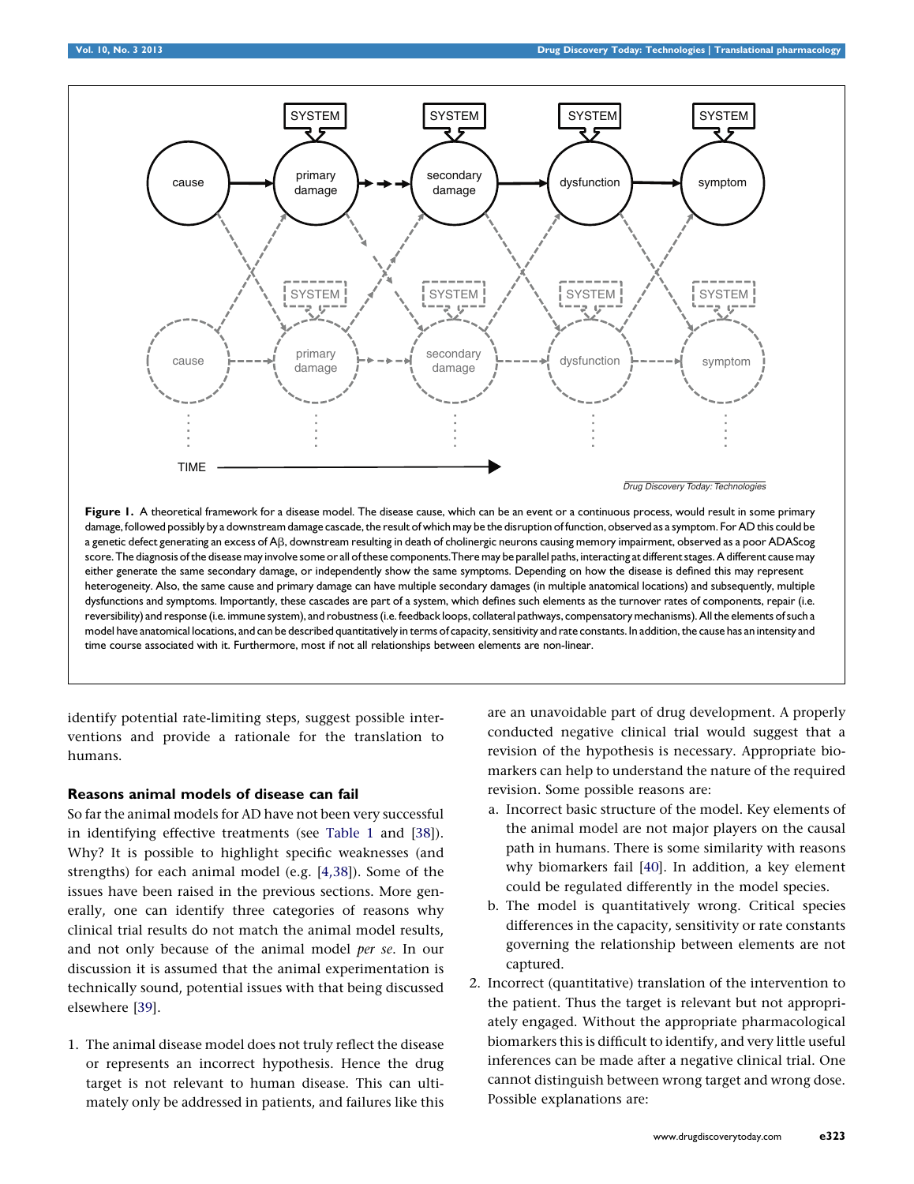**Figure 1.** A theoretical framework for a disease model. The disease cause, which can be an event or a continuous process, would result in some primary damage, followed possibly by a downstream damage cascade, the result of which may be the disruption of function, observed as a symptom. For AD this could be a genetic defect generating an excess of Aβ, downstream resulting in death of cholinergic neurons causing memory impairment, observed as a poor ADAScog score. The diagnosis of the disease may involve some or all of these components. There may be parallel paths, interacting at different stages. A different cause may either generate the same secondary damage, or independently show the same symptoms. Depending on how the disease is defined this may represent heterogeneity. Also, the same cause and primary damage can have multiple secondary damages (in multiple anatomical locations) and subsequently, multiple dysfunctions and symptoms. Importantly, these cascades are part of a system, which defines such elements as the turnover rates of components, repair (i.e. reversibility) and response (i.e. immune system), and robustness (i.e. feedback loops, collateral pathways, compensatory mechanisms). All the elements of such a model have anatomical locations, and can be described quantitatively in terms of capacity, sensitivity and rate constants. In addition, the cause has an intensity and time course associated with it. Furthermore, most if not all relationships between elements are non-linear.

identify potential rate-limiting steps, suggest possible interventions and provide a rationale for the translation to humans.

### Reasons animal models of disease can fail

So far the animal models for AD have not been very successful in identifying effective treatments (see Table 1 and [38]). Why? It is possible to highlight specific weaknesses (and strengths) for each animal model (e.g. [4,38]). Some of the issues have been raised in the previous sections. More generally, one can identify three categories of reasons why clinical trial results do not match the animal model results, and not only because of the animal model *per se*. In our discussion it is assumed that the animal experimentation is technically sound, potential issues with that being discussed elsewhere [39].

1. The animal disease model does not truly reflect the disease or represents an incorrect hypothesis. Hence the drug target is not relevant to human disease. This can ultimately only be addressed in patients, and failures like this are an unavoidable part of drug development. A properly conducted negative clinical trial would suggest that a revision of the hypothesis is necessary. Appropriate biomarkers can help to understand the nature of the required revision. Some possible reasons are:
   a. Incorrect basic structure of the model. Key elements of the animal model are not major players on the causal path in humans. There is some similarity with reasons why biomarkers fail [40]. In addition, a key element could be regulated differently in the model species.
   b. The model is quantitatively wrong. Critical species differences in the capacity, sensitivity or rate constants governing the relationship between elements are not captured.
2. Incorrect (quantitative) translation of the intervention to the patient. Thus the target is relevant but not appropriately engaged. Without the appropriate pharmacological biomarkers this is difficult to identify, and very little useful inferences can be made after a negative clinical trial. One cannot distinguish between wrong target and wrong dose. Possible explanations are: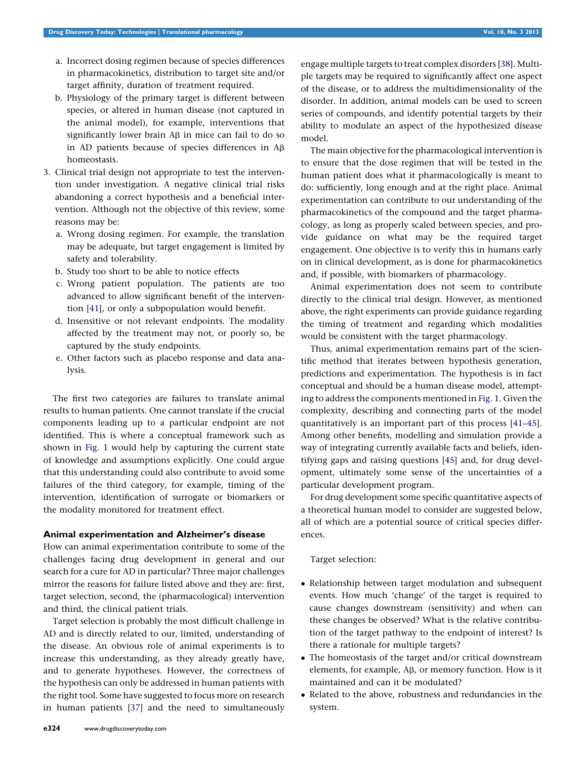a. Incorrect dosing regimen because of species differences in pharmacokinetics, distribution to target site and/or target affinity, duration of treatment required.
b. Physiology of the primary target is different between species, or altered in human disease (not captured in the animal model), for example, interventions that significantly lower brain Aβ in mice can fail to do so in AD patients because of species differences in Aβ homeostasis.

3. Clinical trial design not appropriate to test the intervention under investigation. A negative clinical trial risks abandoning a correct hypothesis and a beneficial intervention. Although not the objective of this review, some reasons may be:
   a. Wrong dosing regimen. For example, the translation may be adequate, but target engagement is limited by safety and tolerability.
   b. Study too short to be able to notice effects
   c. Wrong patient population. The patients are too advanced to allow significant benefit of the intervention [41], or only a subpopulation would benefit.
   d. Insensitive or not relevant endpoints. The modality affected by the treatment may not, or poorly so, be captured by the study endpoints.
   e. Other factors such as placebo response and data analysis.

The first two categories are failures to translate animal results to human patients. One cannot translate if the crucial components leading up to a particular endpoint are not identified. This is where a conceptual framework such as shown in Fig. 1 would help by capturing the current state of knowledge and assumptions explicitly. One could argue that this understanding could also contribute to avoid some failures of the third category, for example, timing of the intervention, identification of surrogate or biomarkers or the modality monitored for treatment effect.

### Animal experimentation and Alzheimer's disease

How can animal experimentation contribute to some of the challenges facing drug development in general and our search for a cure for AD in particular? Three major challenges mirror the reasons for failure listed above and they are: first, target selection, second, the (pharmacological) intervention and third, the clinical patient trials.

Target selection is probably the most difficult challenge in AD and is directly related to our, limited, understanding of the disease. An obvious role of animal experiments is to increase this understanding, as they already greatly have, and to generate hypotheses. However, the correctness of the hypothesis can only be addressed in human patients with the right tool. Some have suggested to focus more on research in human patients [37] and the need to simultaneously engage multiple targets to treat complex disorders [38]. Multiple targets may be required to significantly affect one aspect of the disease, or to address the multidimensionality of the disorder. In addition, animal models can be used to screen series of compounds, and identify potential targets by their ability to modulate an aspect of the hypothesized disease model.

The main objective for the pharmacological intervention is to ensure that the dose regimen that will be tested in the human patient does what it pharmacologically is meant to do: sufficiently, long enough and at the right place. Animal experimentation can contribute to our understanding of the pharmacokinetics of the compound and the target pharmacology, as long as properly scaled between species, and provide guidance on what may be the required target engagement. One objective is to verify this in humans early on in clinical development, as is done for pharmacokinetics and, if possible, with biomarkers of pharmacology.

Animal experimentation does not seem to contribute directly to the clinical trial design. However, as mentioned above, the right experiments can provide guidance regarding the timing of treatment and regarding which modalities would be consistent with the target pharmacology.

Thus, animal experimentation remains part of the scientific method that iterates between hypothesis generation, predictions and experimentation. The hypothesis is in fact conceptual and should be a human disease model, attempting to address the components mentioned in Fig. 1. Given the complexity, describing and connecting parts of the model quantitatively is an important part of this process [41–45]. Among other benefits, modelling and simulation provide a way of integrating currently available facts and beliefs, identifying gaps and raising questions [45] and, for drug development, ultimately some sense of the uncertainties of a particular development program.

For drug development some specific quantitative aspects of a theoretical human model to consider are suggested below, all of which are a potential source of critical species differences.

Target selection:

- Relationship between target modulation and subsequent events. How much 'change' of the target is required to cause changes downstream (sensitivity) and when can these changes be observed? What is the relative contribution of the target pathway to the endpoint of interest? Is there a rationale for multiple targets?
- The homeostasis of the target and/or critical downstream elements, for example, Aβ, or memory function. How is it maintained and can it be modulated?
- Related to the above, robustness and redundancies in the system.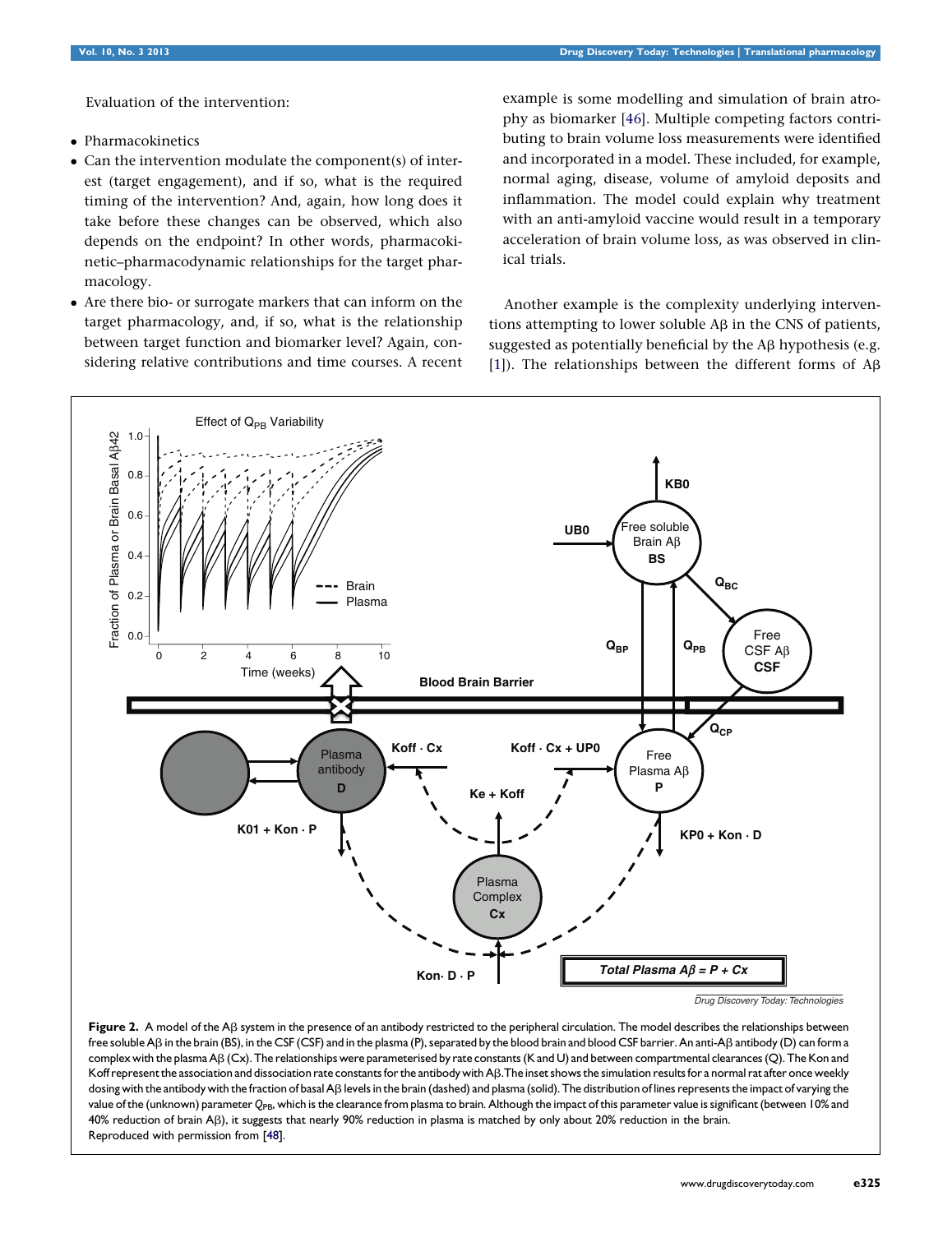Evaluation of the intervention:

- Pharmacokinetics
- Can the intervention modulate the component(s) of interest (target engagement), and if so, what is the required timing of the intervention? And, again, how long does it take before these changes can be observed, which also depends on the endpoint? In other words, pharmacokinetic–pharmacodynamic relationships for the target pharmacology.
- Are there bio- or surrogate markers that can inform on the target pharmacology, and, if so, what is the relationship between target function and biomarker level? Again, considering relative contributions and time courses. A recent example is some modelling and simulation of brain atrophy as biomarker [46]. Multiple competing factors contributing to brain volume loss measurements were identified and incorporated in a model. These included, for example, normal aging, disease, volume of amyloid deposits and inflammation. The model could explain why treatment with an anti-amyloid vaccine would result in a temporary acceleration of brain volume loss, as was observed in clinical trials.

Another example is the complexity underlying interventions attempting to lower soluble Aβ in the CNS of patients, suggested as potentially beneficial by the Aβ hypothesis (e.g. [1]). The relationships between the different forms of Aβ

**Figure 2.** A model of the Aβ system in the presence of an antibody restricted to the peripheral circulation. The model describes the relationships between free soluble Aβ in the brain (BS), in the CSF (CSF) and in the plasma (P), separated by the blood brain and blood CSF barrier. An anti-Aβ antibody (D) can form a complex with the plasma Aβ (Cx). The relationships were parameterised by rate constants (K and U) and between compartmental clearances (Q). The Kon and Koff represent the association and dissociation rate constants for the antibody with Aβ. The inset shows the simulation results for a normal rat after once weekly dosing with the antibody with the fraction of basal Aβ levels in the brain (dashed) and plasma (solid). The distribution of lines represents the impact of varying the value of the (unknown) parameter $Q_{PB}$, which is the clearance from plasma to brain. Although the impact of this parameter value is significant (between 10% and 40% reduction of brain Aβ), it suggests that nearly 90% reduction in plasma is matched by only about 20% reduction in the brain. Reproduced with permission from [48].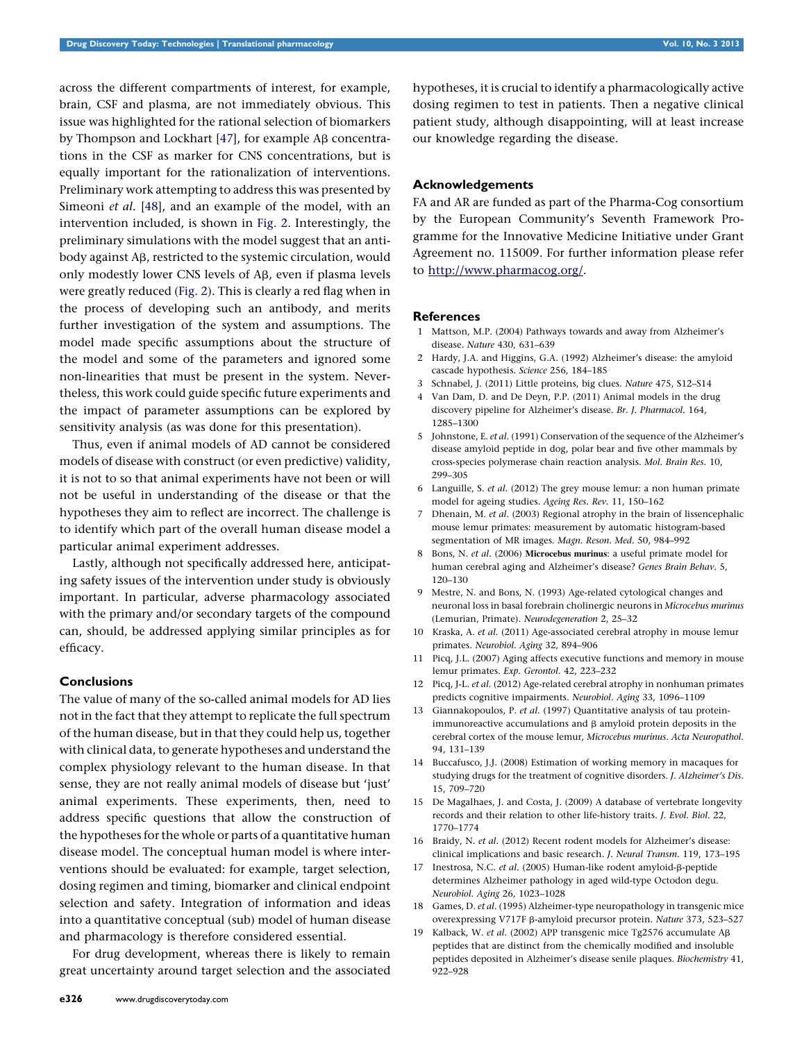across the different compartments of interest, for example, brain, CSF and plasma, are not immediately obvious. This issue was highlighted for the rational selection of biomarkers by Thompson and Lockhart [47], for example Aβ concentrations in the CSF as marker for CNS concentrations, but is equally important for the rationalization of interventions. Preliminary work attempting to address this was presented by Simeoni *et al.* [48], and an example of the model, with an intervention included, is shown in Fig. 2. Interestingly, the preliminary simulations with the model suggest that an antibody against Aβ, restricted to the systemic circulation, would only modestly lower CNS levels of Aβ, even if plasma levels were greatly reduced (Fig. 2). This is clearly a red flag when in the process of developing such an antibody, and merits further investigation of the system and assumptions. The model made specific assumptions about the structure of the model and some of the parameters and ignored some non-linearities that must be present in the system. Nevertheless, this work could guide specific future experiments and the impact of parameter assumptions can be explored by sensitivity analysis (as was done for this presentation).

Thus, even if animal models of AD cannot be considered models of disease with construct (or even predictive) validity, it is not to so that animal experiments have not been or will not be useful in understanding of the disease or that the hypotheses they aim to reflect are incorrect. The challenge is to identify which part of the overall human disease model a particular animal experiment addresses.

Lastly, although not specifically addressed here, anticipating safety issues of the intervention under study is obviously important. In particular, adverse pharmacology associated with the primary and/or secondary targets of the compound can, should, be addressed applying similar principles as for efficacy.

## Conclusions

The value of many of the so-called animal models for AD lies not in the fact that they attempt to replicate the full spectrum of the human disease, but in that they could help us, together with clinical data, to generate hypotheses and understand the complex physiology relevant to the human disease. In that sense, they are not really animal models of disease but 'just' animal experiments. These experiments, then, need to address specific questions that allow the construction of the hypotheses for the whole or parts of a quantitative human disease model. The conceptual human model is where interventions should be evaluated: for example, target selection, dosing regimen and timing, biomarker and clinical endpoint selection and safety. Integration of information and ideas into a quantitative conceptual (sub) model of human disease and pharmacology is therefore considered essential.

For drug development, whereas there is likely to remain great uncertainty around target selection and the associated hypotheses, it is crucial to identify a pharmacologically active dosing regimen to test in patients. Then a negative clinical patient study, although disappointing, will at least increase our knowledge regarding the disease.

## Acknowledgements

FA and AR are funded as part of the Pharma-Cog consortium by the European Community's Seventh Framework Programme for the Innovative Medicine Initiative under Grant Agreement no. 115009. For further information please refer to http://www.pharmacog.org/.

## References

1. Mattson, M.P. (2004) Pathways towards and away from Alzheimer's disease. *Nature* 430, 631–639
2. Hardy, J.A. and Higgins, G.A. (1992) Alzheimer's disease: the amyloid cascade hypothesis. *Science* 256, 184–185
3. Schnabel, J. (2011) Little proteins, big clues. *Nature* 475, S12–S14
4. Van Dam, D. and De Deyn, P.P. (2011) Animal models in the drug discovery pipeline for Alzheimer's disease. *Br. J. Pharmacol.* 164, 1285–1300
5. Johnstone, E. *et al.* (1991) Conservation of the sequence of the Alzheimer's disease amyloid peptide in dog, polar bear and five other mammals by cross-species polymerase chain reaction analysis. *Mol. Brain Res.* 10, 299–305
6. Languille, S. *et al.* (2012) The grey mouse lemur: a non human primate model for ageing studies. *Ageing Res. Rev.* 11, 150–162
7. Dhenain, M. *et al.* (2003) Regional atrophy in the brain of lissencephalic mouse lemur primates: measurement by automatic histogram-based segmentation of MR images. *Magn. Reson. Med.* 50, 984–992
8. Bons, N. *et al.* (2006) **Microcebus murinus**: a useful primate model for human cerebral aging and Alzheimer's disease? *Genes Brain Behav.* 5, 120–130
9. Mestre, N. and Bons, N. (1993) Age-related cytological changes and neuronal loss in basal forebrain cholinergic neurons in *Microcebus murinus* (Lemurian, Primate). *Neurodegeneration* 2, 25–32
10. Kraska, A. *et al.* (2011) Age-associated cerebral atrophy in mouse lemur primates. *Neurobiol. Aging* 32, 894–906
11. Picq, J.L. (2007) Aging affects executive functions and memory in mouse lemur primates. *Exp. Gerontol.* 42, 223–232
12. Picq, J-L. *et al.* (2012) Age-related cerebral atrophy in nonhuman primates predicts cognitive impairments. *Neurobiol. Aging* 33, 1096–1109
13. Giannakopoulos, P. *et al.* (1997) Quantitative analysis of tau protein-immunoreactive accumulations and β amyloid protein deposits in the cerebral cortex of the mouse lemur, *Microcebus murinus*. *Acta Neuropathol.* 94, 131–139
14. Buccafusco, J.J. (2008) Estimation of working memory in macaques for studying drugs for the treatment of cognitive disorders. *J. Alzheimer's Dis.* 15, 709–720
15. De Magalhaes, J. and Costa, J. (2009) A database of vertebrate longevity records and their relation to other life-history traits. *J. Evol. Biol.* 22, 1770–1774
16. Braidy, N. *et al.* (2012) Recent rodent models for Alzheimer's disease: clinical implications and basic research. *J. Neural Transm.* 119, 173–195
17. Inestrosa, N.C. *et al.* (2005) Human-like rodent amyloid-β-peptide determines Alzheimer pathology in aged wild-type Octodon degu. *Neurobiol. Aging* 26, 1023–1028
18. Games, D. *et al.* (1995) Alzheimer-type neuropathology in transgenic mice overexpressing V717F β-amyloid precursor protein. *Nature* 373, 523–527
19. Kalback, W. *et al.* (2002) APP transgenic mice Tg2576 accumulate Aβ peptides that are distinct from the chemically modified and insoluble peptides deposited in Alzheimer's disease senile plaques. *Biochemistry* 41, 922–928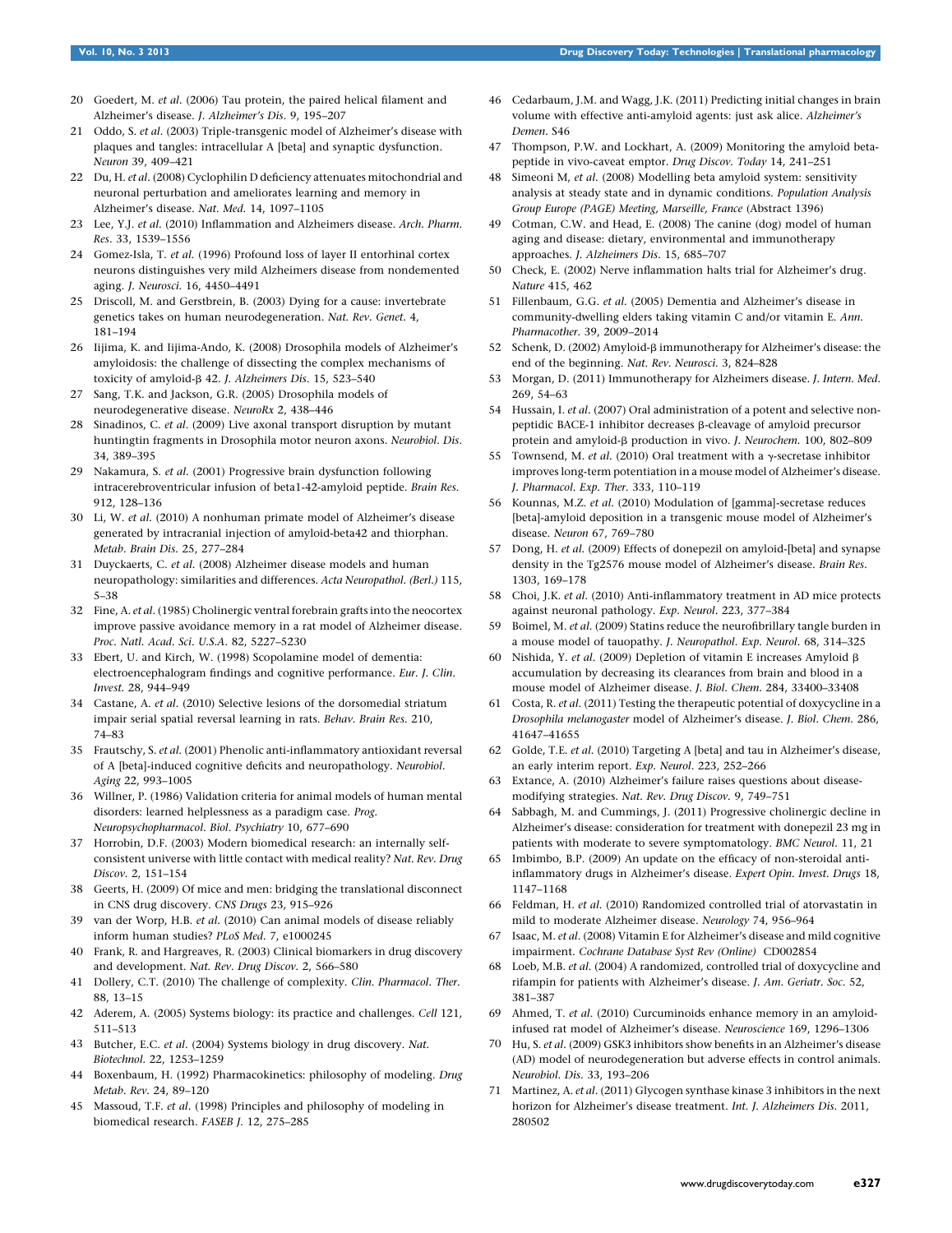20 Goedert, M. *et al.* (2006) Tau protein, the paired helical filament and Alzheimer's disease. *J. Alzheimer's Dis.* 9, 195–207

21 Oddo, S. *et al.* (2003) Triple-transgenic model of Alzheimer's disease with plaques and tangles: intracellular A [beta] and synaptic dysfunction. *Neuron* 39, 409–421

22 Du, H. *et al.* (2008) Cyclophilin D deficiency attenuates mitochondrial and neuronal perturbation and ameliorates learning and memory in Alzheimer's disease. *Nat. Med.* 14, 1097–1105

23 Lee, Y.J. *et al.* (2010) Inflammation and Alzheimers disease. *Arch. Pharm. Res.* 33, 1539–1556

24 Gomez-Isla, T. *et al.* (1996) Profound loss of layer II entorhinal cortex neurons distinguishes very mild Alzheimers disease from nondemented aging. *J. Neurosci.* 16, 4450–4491

25 Driscoll, M. and Gerstbrein, B. (2003) Dying for a cause: invertebrate genetics takes on human neurodegeneration. *Nat. Rev. Genet.* 4, 181–194

26 Iijima, K. and Iijima-Ando, K. (2008) Drosophila models of Alzheimer's amyloidosis: the challenge of dissecting the complex mechanisms of toxicity of amyloid-β 42. *J. Alzheimers Dis.* 15, 523–540

27 Sang, T.K. and Jackson, G.R. (2005) Drosophila models of neurodegenerative disease. *NeuroRx* 2, 438–446

28 Sinadinos, C. *et al.* (2009) Live axonal transport disruption by mutant huntingtin fragments in Drosophila motor neuron axons. *Neurobiol. Dis.* 34, 389–395

29 Nakamura, S. *et al.* (2001) Progressive brain dysfunction following intracerebroventricular infusion of beta1-42-amyloid peptide. *Brain Res.* 912, 128–136

30 Li, W. *et al.* (2010) A nonhuman primate model of Alzheimer's disease generated by intracranial injection of amyloid-beta42 and thiorphan. *Metab. Brain Dis.* 25, 277–284

31 Duyckaerts, C. *et al.* (2008) Alzheimer disease models and human neuropathology: similarities and differences. *Acta Neuropathol. (Berl.)* 115, 5–38

32 Fine, A. *et al.* (1985) Cholinergic ventral forebrain grafts into the neocortex improve passive avoidance memory in a rat model of Alzheimer disease. *Proc. Natl. Acad. Sci. U.S.A.* 82, 5227–5230

33 Ebert, U. and Kirch, W. (1998) Scopolamine model of dementia: electroencephalogram findings and cognitive performance. *Eur. J. Clin. Invest.* 28, 944–949

34 Castane, A. *et al.* (2010) Selective lesions of the dorsomedial striatum impair serial spatial reversal learning in rats. *Behav. Brain Res.* 210, 74–83

35 Frautschy, S. *et al.* (2001) Phenolic anti-inflammatory antioxidant reversal of A [beta]-induced cognitive deficits and neuropathology. *Neurobiol. Aging* 22, 993–1005

36 Willner, P. (1986) Validation criteria for animal models of human mental disorders: learned helplessness as a paradigm case. *Prog. Neuropsychopharmacol. Biol. Psychiatry* 10, 677–690

37 Horrobin, D.F. (2003) Modern biomedical research: an internally self-consistent universe with little contact with medical reality? *Nat. Rev. Drug Discov.* 2, 151–154

38 Geerts, H. (2009) Of mice and men: bridging the translational disconnect in CNS drug discovery. *CNS Drugs* 23, 915–926

39 van der Worp, H.B. *et al.* (2010) Can animal models of disease reliably inform human studies? *PLoS Med.* 7, e1000245

40 Frank, R. and Hargreaves, R. (2003) Clinical biomarkers in drug discovery and development. *Nat. Rev. Drug Discov.* 2, 566–580

41 Dollery, C.T. (2010) The challenge of complexity. *Clin. Pharmacol. Ther.* 88, 13–15

42 Aderem, A. (2005) Systems biology: its practice and challenges. *Cell* 121, 511–513

43 Butcher, E.C. *et al.* (2004) Systems biology in drug discovery. *Nat. Biotechnol.* 22, 1253–1259

44 Boxenbaum, H. (1992) Pharmacokinetics: philosophy of modeling. *Drug Metab. Rev.* 24, 89–120

45 Massoud, T.F. *et al.* (1998) Principles and philosophy of modeling in biomedical research. *FASEB J.* 12, 275–285

46 Cedarbaum, J.M. and Wagg, J.K. (2011) Predicting initial changes in brain volume with effective anti-amyloid agents: just ask alice. *Alzheimer's Demen.* S46

47 Thompson, P.W. and Lockhart, A. (2009) Monitoring the amyloid beta-peptide in vivo-caveat emptor. *Drug Discov. Today* 14, 241–251

48 Simeoni M, *et al.* (2008) Modelling beta amyloid system: sensitivity analysis at steady state and in dynamic conditions. *Population Analysis Group Europe (PAGE) Meeting, Marseille, France* (Abstract 1396)

49 Cotman, C.W. and Head, E. (2008) The canine (dog) model of human aging and disease: dietary, environmental and immunotherapy approaches. *J. Alzheimers Dis.* 15, 685–707

50 Check, E. (2002) Nerve inflammation halts trial for Alzheimer's drug. *Nature* 415, 462

51 Fillenbaum, G.G. *et al.* (2005) Dementia and Alzheimer's disease in community-dwelling elders taking vitamin C and/or vitamin E. *Ann. Pharmacother.* 39, 2009–2014

52 Schenk, D. (2002) Amyloid-β immunotherapy for Alzheimer's disease: the end of the beginning. *Nat. Rev. Neurosci.* 3, 824–828

53 Morgan, D. (2011) Immunotherapy for Alzheimers disease. *J. Intern. Med.* 269, 54–63

54 Hussain, I. *et al.* (2007) Oral administration of a potent and selective non-peptidic BACE-1 inhibitor decreases β-cleavage of amyloid precursor protein and amyloid-β production in vivo. *J. Neurochem.* 100, 802–809

55 Townsend, M. *et al.* (2010) Oral treatment with a γ-secretase inhibitor improves long-term potentiation in a mouse model of Alzheimer's disease. *J. Pharmacol. Exp. Ther.* 333, 110–119

56 Kounnas, M.Z. *et al.* (2010) Modulation of [gamma]-secretase reduces [beta]-amyloid deposition in a transgenic mouse model of Alzheimer's disease. *Neuron* 67, 769–780

57 Dong, H. *et al.* (2009) Effects of donepezil on amyloid-[beta] and synapse density in the Tg2576 mouse model of Alzheimer's disease. *Brain Res.* 1303, 169–178

58 Choi, J.K. *et al.* (2010) Anti-inflammatory treatment in AD mice protects against neuronal pathology. *Exp. Neurol.* 223, 377–384

59 Boimel, M. *et al.* (2009) Statins reduce the neurofibrillary tangle burden in a mouse model of tauopathy. *J. Neuropathol. Exp. Neurol.* 68, 314–325

60 Nishida, Y. *et al.* (2009) Depletion of vitamin E increases Amyloid β accumulation by decreasing its clearances from brain and blood in a mouse model of Alzheimer disease. *J. Biol. Chem.* 284, 33400–33408

61 Costa, R. *et al.* (2011) Testing the therapeutic potential of doxycycline in a *Drosophila melanogaster* model of Alzheimer's disease. *J. Biol. Chem.* 286, 41647–41655

62 Golde, T.E. *et al.* (2010) Targeting A [beta] and tau in Alzheimer's disease, an early interim report. *Exp. Neurol.* 223, 252–266

63 Extance, A. (2010) Alzheimer's failure raises questions about disease-modifying strategies. *Nat. Rev. Drug Discov.* 9, 749–751

64 Sabbagh, M. and Cummings, J. (2011) Progressive cholinergic decline in Alzheimer's disease: consideration for treatment with donepezil 23 mg in patients with moderate to severe symptomatology. *BMC Neurol.* 11, 21

65 Imbimbo, B.P. (2009) An update on the efficacy of non-steroidal anti-inflammatory drugs in Alzheimer's disease. *Expert Opin. Invest. Drugs* 18, 1147–1168

66 Feldman, H. *et al.* (2010) Randomized controlled trial of atorvastatin in mild to moderate Alzheimer disease. *Neurology* 74, 956–964

67 Isaac, M. *et al.* (2008) Vitamin E for Alzheimer's disease and mild cognitive impairment. *Cochrane Database Syst Rev (Online)* CD002854

68 Loeb, M.B. *et al.* (2004) A randomized, controlled trial of doxycycline and rifampin for patients with Alzheimer's disease. *J. Am. Geriatr. Soc.* 52, 381–387

69 Ahmed, T. *et al.* (2010) Curcuminoids enhance memory in an amyloid-infused rat model of Alzheimer's disease. *Neuroscience* 169, 1296–1306

70 Hu, S. *et al.* (2009) GSK3 inhibitors show benefits in an Alzheimer's disease (AD) model of neurodegeneration but adverse effects in control animals. *Neurobiol. Dis.* 33, 193–206

71 Martinez, A. *et al.* (2011) Glycogen synthase kinase 3 inhibitors in the next horizon for Alzheimer's disease treatment. *Int. J. Alzheimers Dis.* 2011, 280502